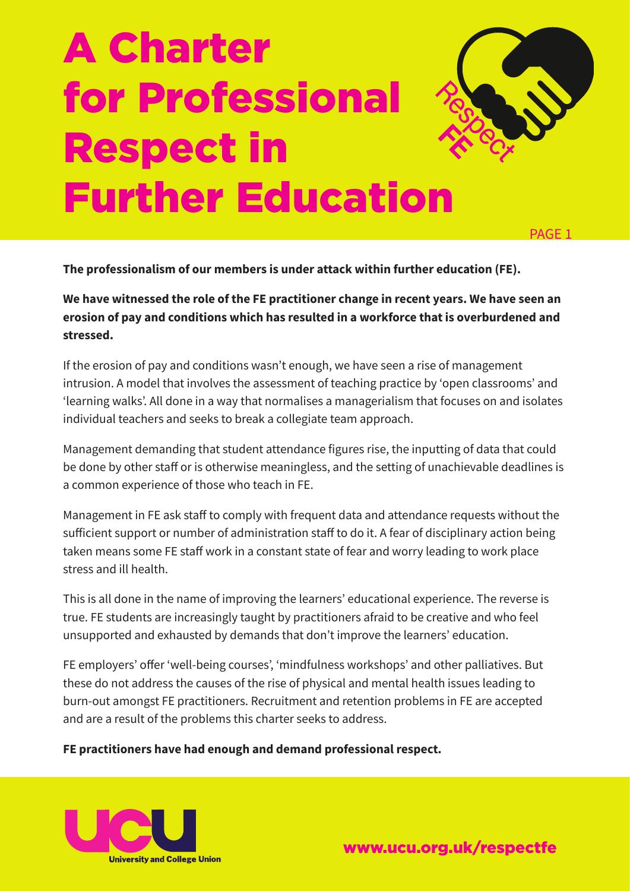# A Charter for Professional Respect in Further Education

**The professionalism of our members is under attack within further education (FE).**

**We have witnessed the role of the FE practitioner change in recent years. We have seen an erosion of pay and conditions which has resulted in a workforce that is overburdened and stressed.**

If the erosion of pay and conditions wasn't enough, we have seen a rise of management intrusion. A model that involves the assessment of teaching practice by 'open classrooms' and 'learning walks'. All done in a way that normalises a managerialism that focuses on and isolates individual teachers and seeks to break a collegiate team approach.

Management demanding that student attendance figures rise, the inputting of data that could be done by other staff or is otherwise meaningless, and the setting of unachievable deadlines is a common experience of those who teach in FE.

Management in FE ask staff to comply with frequent data and attendance requests without the sufficient support or number of administration staff to do it. A fear of disciplinary action being taken means some FE staff work in a constant state of fear and worry leading to work place stress and ill health.

This is all done in the name of improving the learners' educational experience. The reverse is true. FE students are increasingly taught by practitioners afraid to be creative and who feel unsupported and exhausted by demands that don't improve the learners' education.

FE employers' offer 'well-being courses', 'mindfulness workshops' and other palliatives. But these do not address the causes of the rise of physical and mental health issues leading to burn-out amongst FE practitioners. Recruitment and retention problems in FE are accepted and are a result of the problems this charter seeks to address.

**FE practitioners have had enough and demand professional respect.**

UCU University and College Union

www.ucu.org.uk/respectfe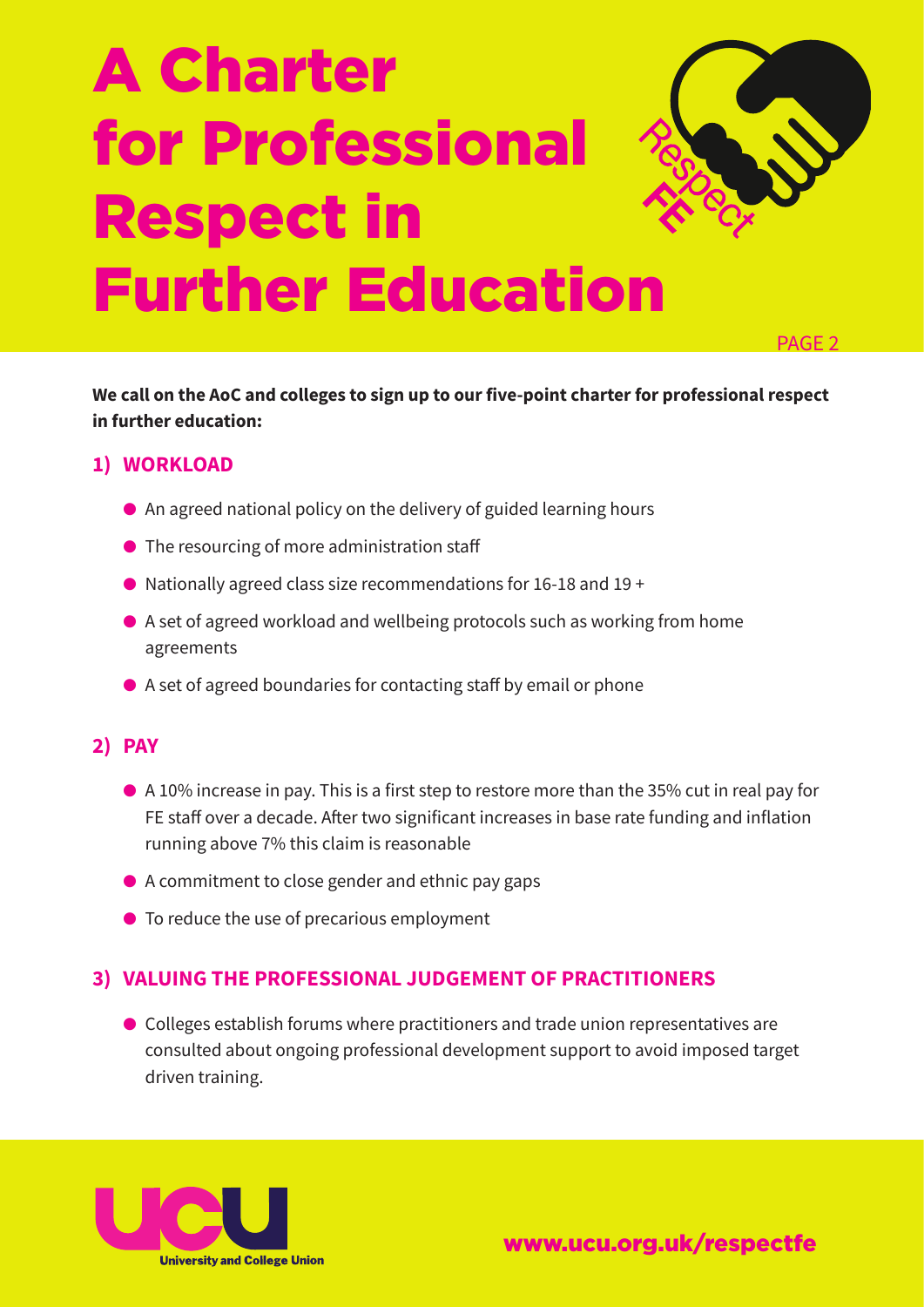# A Charter for Professional Respect in Further Education

**We call on the AoC and colleges to sign up to our five-point charter for professional respect in further education:**

## 1) WORKLOAD

- An agreed national policy on the delivery of guided learning hours
- The resourcing of more administration staff
- Nationally agreed class size recommendations for 16-18 and 19 +
- A set of agreed workload and wellbeing protocols such as working from home agreements
- A set of agreed boundaries for contacting staff by email or phone

## 2) PAY

- A 10% increase in pay. This is a first step to restore more than the 35% cut in real pay for FE staff over a decade. After two significant increases in base rate funding and inflation running above 7% this claim is reasonable
- A commitment to close gender and ethnic pay gaps
- To reduce the use of precarious employment

## 3) VALUING THE PROFESSIONAL JUDGEMENT OF PRACTITIONERS

- Colleges establish forums where practitioners and trade union representatives are consulted about ongoing professional development support to avoid imposed target driven training.

www.ucu.org.uk/respectfe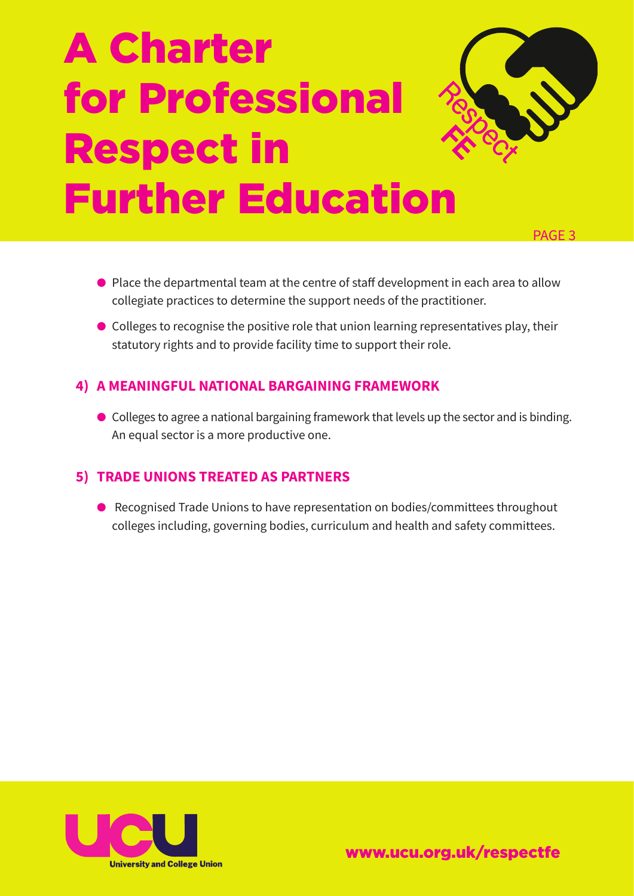# A Charter for Professional Respect in Further Education

- Place the departmental team at the centre of staff development in each area to allow collegiate practices to determine the support needs of the practitioner.
- Colleges to recognise the positive role that union learning representatives play, their statutory rights and to provide facility time to support their role.

### 4) A MEANINGFUL NATIONAL BARGAINING FRAMEWORK

- Colleges to agree a national bargaining framework that levels up the sector and is binding. An equal sector is a more productive one.

### 5) TRADE UNIONS TREATED AS PARTNERS

- Recognised Trade Unions to have representation on bodies/committees throughout colleges including, governing bodies, curriculum and health and safety committees.

UCU University and College Union

www.ucu.org.uk/respectfe